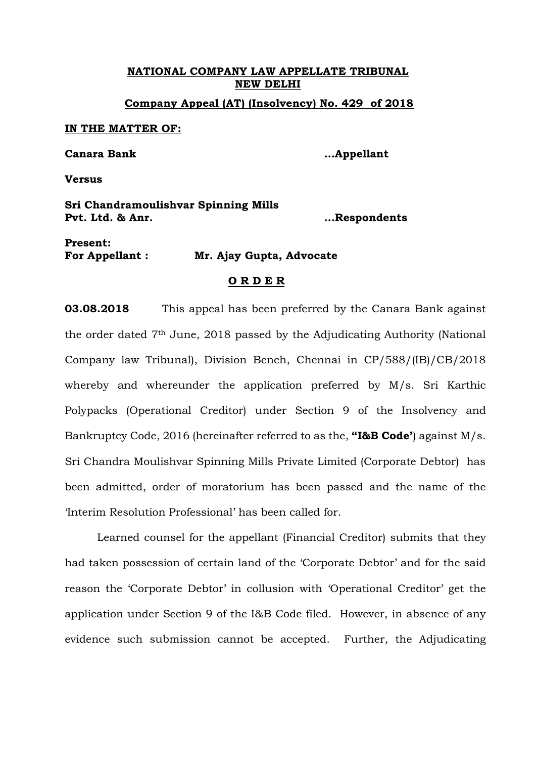**NATIONAL COMPANY LAW APPELLATE TRIBUNAL**
**NEW DELHI**

**Company Appeal (AT) (Insolvency) No. 429 of 2018**

**IN THE MATTER OF:**

**Canara Bank** **...Appellant**

**Versus**

**Sri Chandramoulishvar Spinning Mills Pvt. Ltd. & Anr.** **...Respondents**

**Present:**
**For Appellant :** **Mr. Ajay Gupta, Advocate**

**O R D E R**

**03.08.2018** This appeal has been preferred by the Canara Bank against the order dated 7th June, 2018 passed by the Adjudicating Authority (National Company law Tribunal), Division Bench, Chennai in CP/588/(IB)/CB/2018 whereby and whereunder the application preferred by M/s. Sri Karthic Polypacks (Operational Creditor) under Section 9 of the Insolvency and Bankruptcy Code, 2016 (hereinafter referred to as the, **"I&B Code'**) against M/s. Sri Chandra Moulishvar Spinning Mills Private Limited (Corporate Debtor) has been admitted, order of moratorium has been passed and the name of the 'Interim Resolution Professional' has been called for.

Learned counsel for the appellant (Financial Creditor) submits that they had taken possession of certain land of the 'Corporate Debtor' and for the said reason the 'Corporate Debtor' in collusion with 'Operational Creditor' get the application under Section 9 of the I&B Code filed. However, in absence of any evidence such submission cannot be accepted. Further, the Adjudicating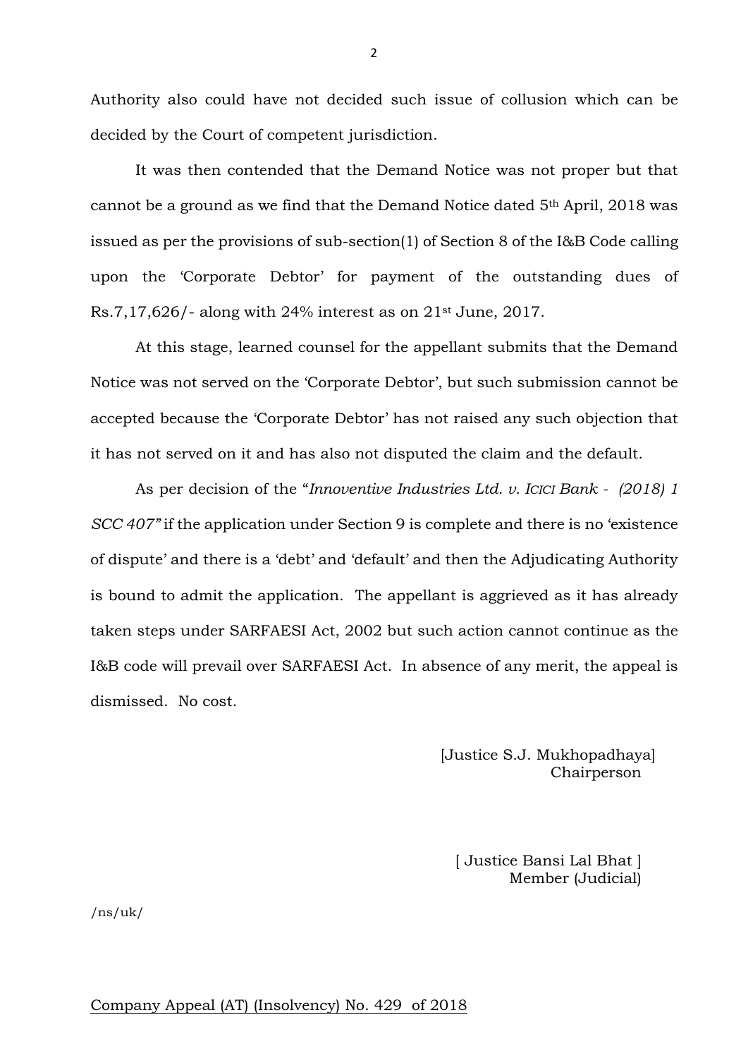Authority also could have not decided such issue of collusion which can be decided by the Court of competent jurisdiction.

It was then contended that the Demand Notice was not proper but that cannot be a ground as we find that the Demand Notice dated 5th April, 2018 was issued as per the provisions of sub-section(1) of Section 8 of the I&B Code calling upon the 'Corporate Debtor' for payment of the outstanding dues of Rs.7,17,626/- along with 24% interest as on 21st June, 2017.

At this stage, learned counsel for the appellant submits that the Demand Notice was not served on the 'Corporate Debtor', but such submission cannot be accepted because the 'Corporate Debtor' has not raised any such objection that it has not served on it and has also not disputed the claim and the default.

As per decision of the "*Innoventive Industries Ltd. v. ICICI Bank - (2018) 1 SCC 407"* if the application under Section 9 is complete and there is no 'existence of dispute' and there is a 'debt' and 'default' and then the Adjudicating Authority is bound to admit the application. The appellant is aggrieved as it has already taken steps under SARFAESI Act, 2002 but such action cannot continue as the I&B code will prevail over SARFAESI Act. In absence of any merit, the appeal is dismissed. No cost.

[Justice S.J. Mukhopadhaya]
Chairperson

[ Justice Bansi Lal Bhat ]
Member (Judicial)

/ns/uk/

Company Appeal (AT) (Insolvency) No. 429 of 2018